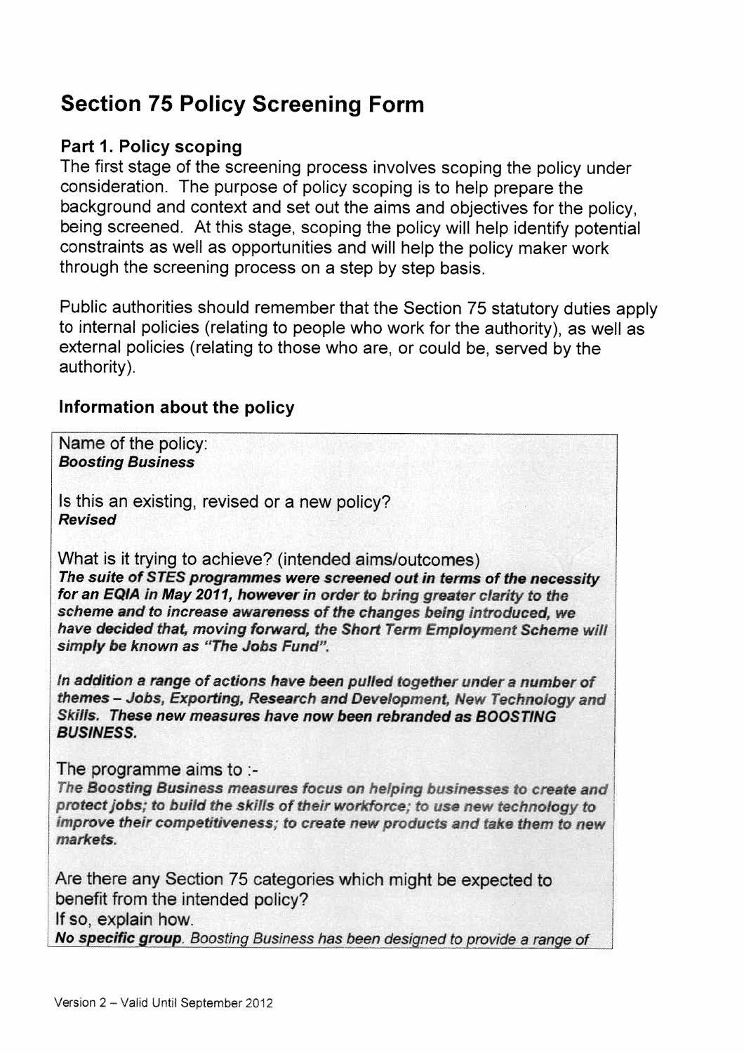# Section 75 Policy Screening Form

## Part 1. Policy scoping

The first stage of the screening process involves scoping the policy under consideration. The purpose of policy scoping is to help prepare the background and context and set out the aims and objectives for the policy, being screened. At this stage, scoping the policy will help identify potential constraints as well as opportunities and will help the policy maker work through the screening process on a step by step basis.

Public authorities should remember that the Section 75 statutory duties apply to internal policies (relating to people who work for the authority), as well as external policies (relating to those who are, or could be, served by the authority).

### Information about the policy

Name of the policy:
***Boosting Business***

Is this an existing, revised or a new policy?
***Revised***

What is it trying to achieve? (intended aims/outcomes)
***The suite of STES programmes were screened out in terms of the necessity for an EQIA in May 2011, however in order to bring greater clarity to the scheme and to increase awareness of the changes being introduced, we have decided that, moving forward, the Short Term Employment Scheme will simply be known as "The Jobs Fund".***

***In addition a range of actions have been pulled together under a number of themes – Jobs, Exporting, Research and Development, New Technology and Skills. These new measures have now been rebranded as BOOSTING BUSINESS.***

The programme aims to :-
***The Boosting Business measures focus on helping businesses to create and protect jobs; to build the skills of their workforce; to use new technology to improve their competitiveness; to create new products and take them to new markets.***

Are there any Section 75 categories which might be expected to benefit from the intended policy?
If so, explain how.
***No specific group****. Boosting Business has been designed to provide a range of*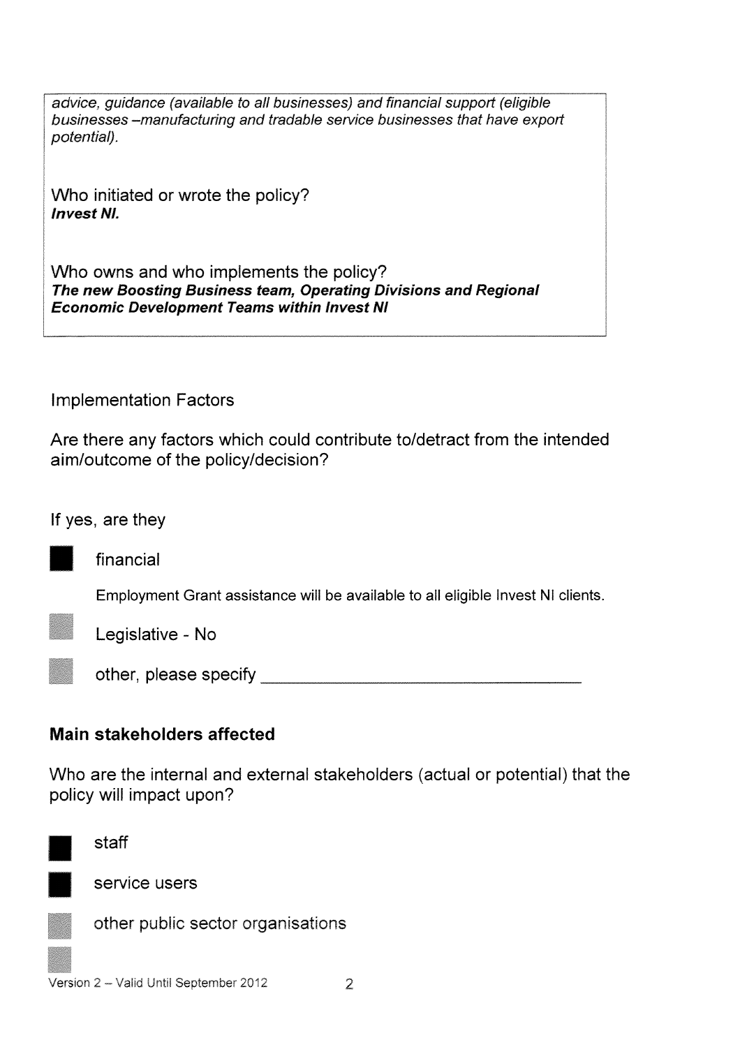*advice, guidance (available to all businesses) and financial support (eligible businesses –manufacturing and tradable service businesses that have export potential).*

Who initiated or wrote the policy?
***Invest NI.***

Who owns and who implements the policy?
***The new Boosting Business team, Operating Divisions and Regional Economic Development Teams within Invest NI***

Implementation Factors

Are there any factors which could contribute to/detract from the intended aim/outcome of the policy/decision?

If yes, are they

- ■ financial

  Employment Grant assistance will be available to all eligible Invest NI clients.

- ☐ Legislative - No
- ☐ other, please specify ________________

## Main stakeholders affected

Who are the internal and external stakeholders (actual or potential) that the policy will impact upon?

- ■ staff
- ■ service users
- ☐ other public sector organisations
- ☐

Version 2 – Valid Until September 2012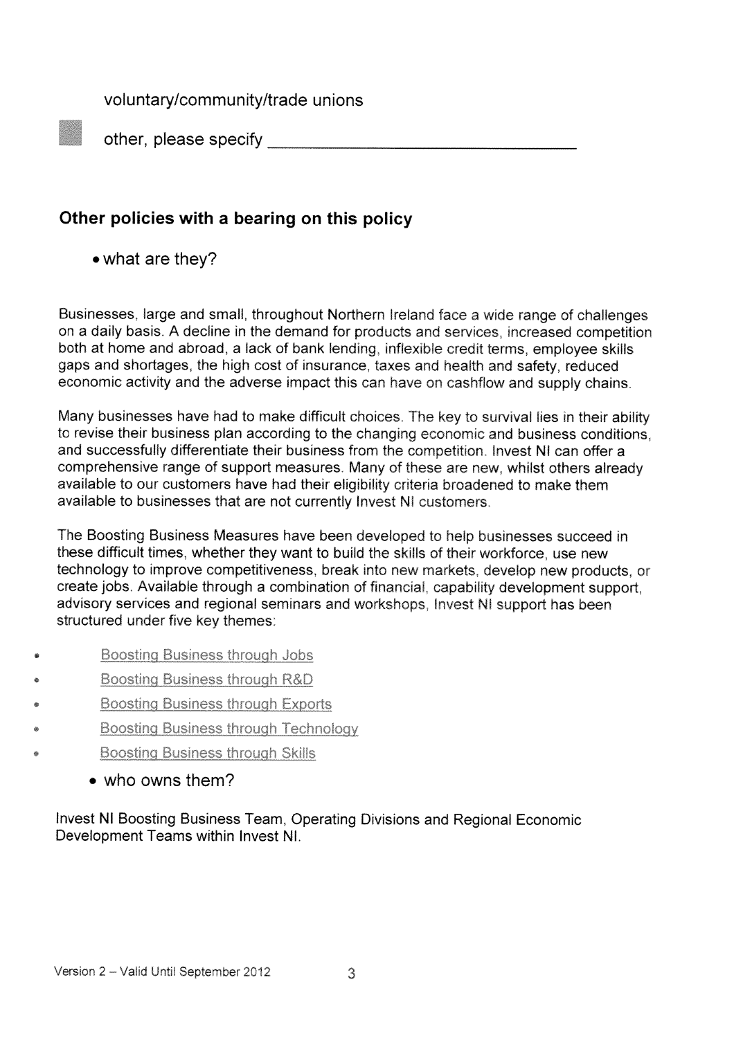voluntary/community/trade unions

other, please specify ______________________________

## Other policies with a bearing on this policy

- what are they?

Businesses, large and small, throughout Northern Ireland face a wide range of challenges on a daily basis. A decline in the demand for products and services, increased competition both at home and abroad, a lack of bank lending, inflexible credit terms, employee skills gaps and shortages, the high cost of insurance, taxes and health and safety, reduced economic activity and the adverse impact this can have on cashflow and supply chains.

Many businesses have had to make difficult choices. The key to survival lies in their ability to revise their business plan according to the changing economic and business conditions, and successfully differentiate their business from the competition. Invest NI can offer a comprehensive range of support measures. Many of these are new, whilst others already available to our customers have had their eligibility criteria broadened to make them available to businesses that are not currently Invest NI customers.

The Boosting Business Measures have been developed to help businesses succeed in these difficult times, whether they want to build the skills of their workforce, use new technology to improve competitiveness, break into new markets, develop new products, or create jobs. Available through a combination of financial, capability development support, advisory services and regional seminars and workshops, Invest NI support has been structured under five key themes:

- Boosting Business through Jobs
- Boosting Business through R&D
- Boosting Business through Exports
- Boosting Business through Technology
- Boosting Business through Skills

- who owns them?

Invest NI Boosting Business Team, Operating Divisions and Regional Economic Development Teams within Invest NI.

Version 2 – Valid Until September 2012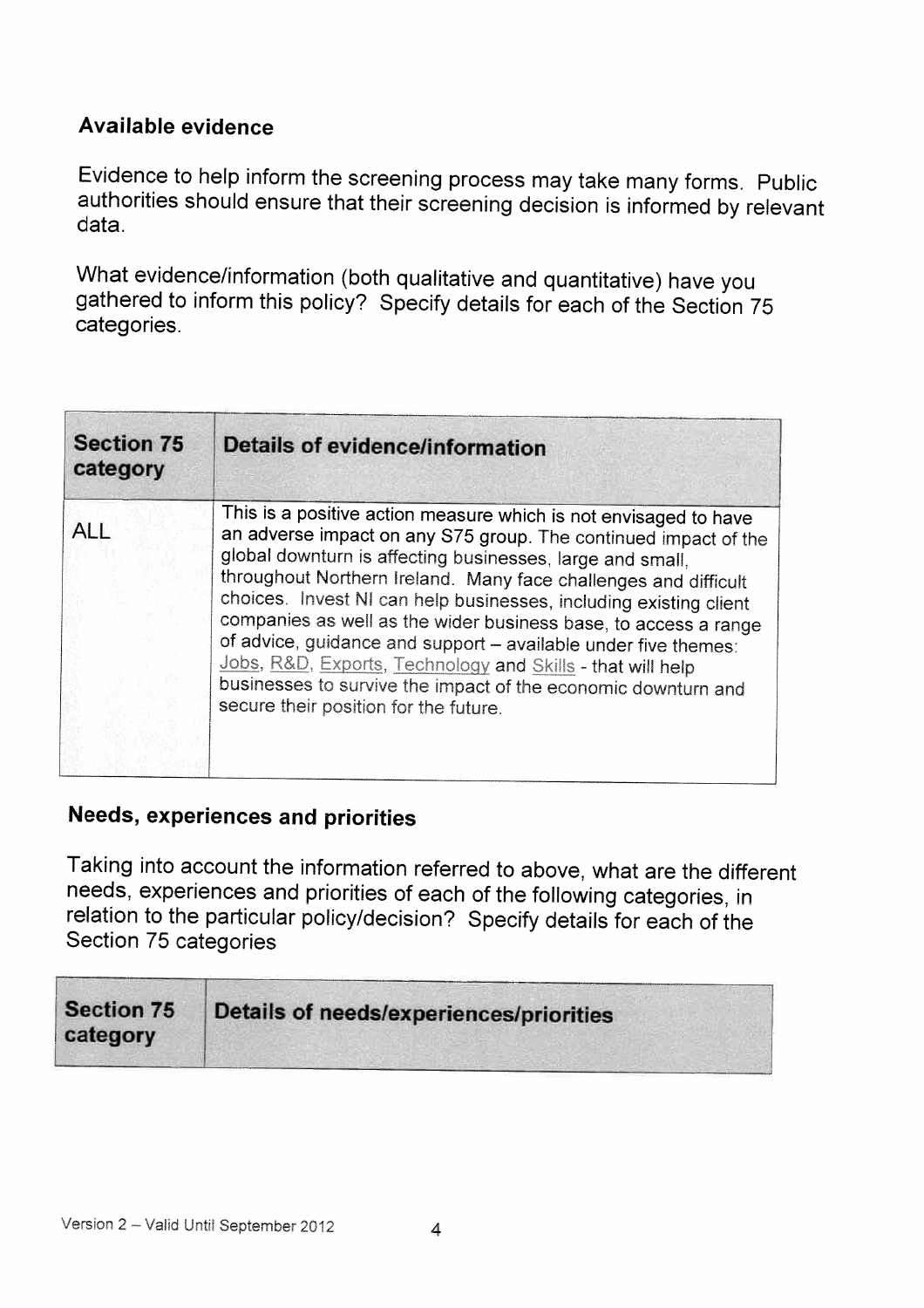### Available evidence

Evidence to help inform the screening process may take many forms. Public authorities should ensure that their screening decision is informed by relevant data.

What evidence/information (both qualitative and quantitative) have you gathered to inform this policy? Specify details for each of the Section 75 categories.

| Section 75 category | Details of evidence/information |
|---|---|
| ALL | This is a positive action measure which is not envisaged to have an adverse impact on any S75 group. The continued impact of the global downturn is affecting businesses, large and small, throughout Northern Ireland. Many face challenges and difficult choices. Invest NI can help businesses, including existing client companies as well as the wider business base, to access a range of advice, guidance and support – available under five themes: Jobs, R&D, Exports, Technology and Skills - that will help businesses to survive the impact of the economic downturn and secure their position for the future. |

### Needs, experiences and priorities

Taking into account the information referred to above, what are the different needs, experiences and priorities of each of the following categories, in relation to the particular policy/decision? Specify details for each of the Section 75 categories

| Section 75 category | Details of needs/experiences/priorities |
|---|---|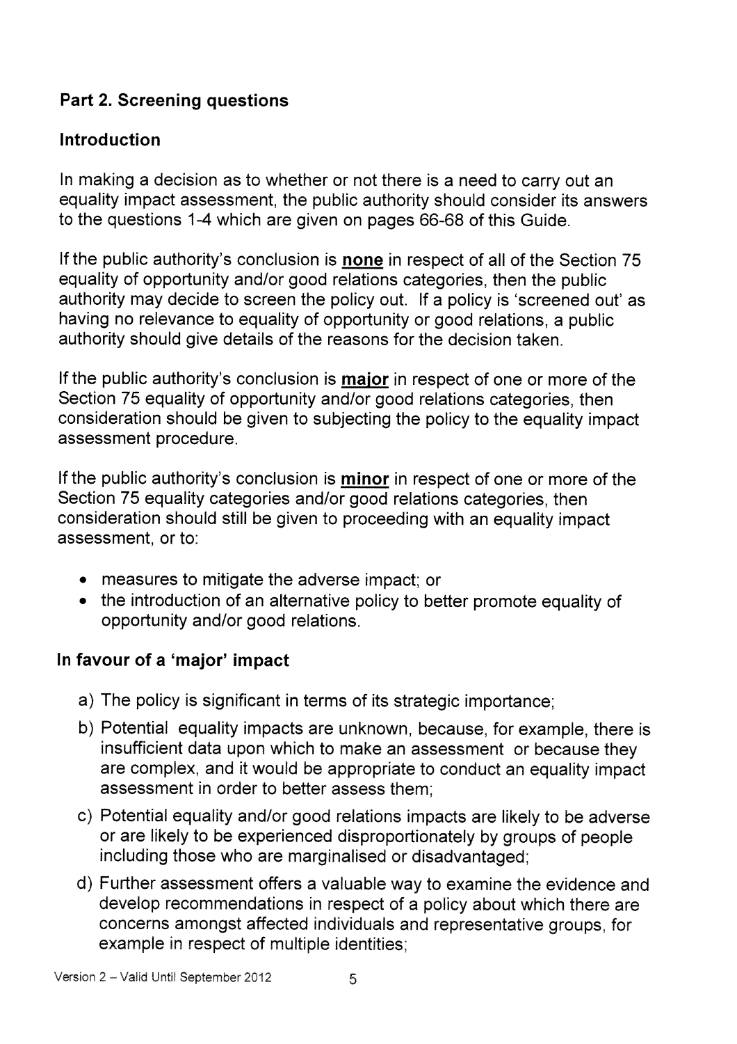## Part 2. Screening questions

### Introduction

In making a decision as to whether or not there is a need to carry out an equality impact assessment, the public authority should consider its answers to the questions 1-4 which are given on pages 66-68 of this Guide.

If the public authority's conclusion is **none** in respect of all of the Section 75 equality of opportunity and/or good relations categories, then the public authority may decide to screen the policy out. If a policy is 'screened out' as having no relevance to equality of opportunity or good relations, a public authority should give details of the reasons for the decision taken.

If the public authority's conclusion is **major** in respect of one or more of the Section 75 equality of opportunity and/or good relations categories, then consideration should be given to subjecting the policy to the equality impact assessment procedure.

If the public authority's conclusion is **minor** in respect of one or more of the Section 75 equality categories and/or good relations categories, then consideration should still be given to proceeding with an equality impact assessment, or to:

- measures to mitigate the adverse impact; or
- the introduction of an alternative policy to better promote equality of opportunity and/or good relations.

### In favour of a 'major' impact

a) The policy is significant in terms of its strategic importance;

b) Potential equality impacts are unknown, because, for example, there is insufficient data upon which to make an assessment or because they are complex, and it would be appropriate to conduct an equality impact assessment in order to better assess them;

c) Potential equality and/or good relations impacts are likely to be adverse or are likely to be experienced disproportionately by groups of people including those who are marginalised or disadvantaged;

d) Further assessment offers a valuable way to examine the evidence and develop recommendations in respect of a policy about which there are concerns amongst affected individuals and representative groups, for example in respect of multiple identities;

Version 2 – Valid Until September 2012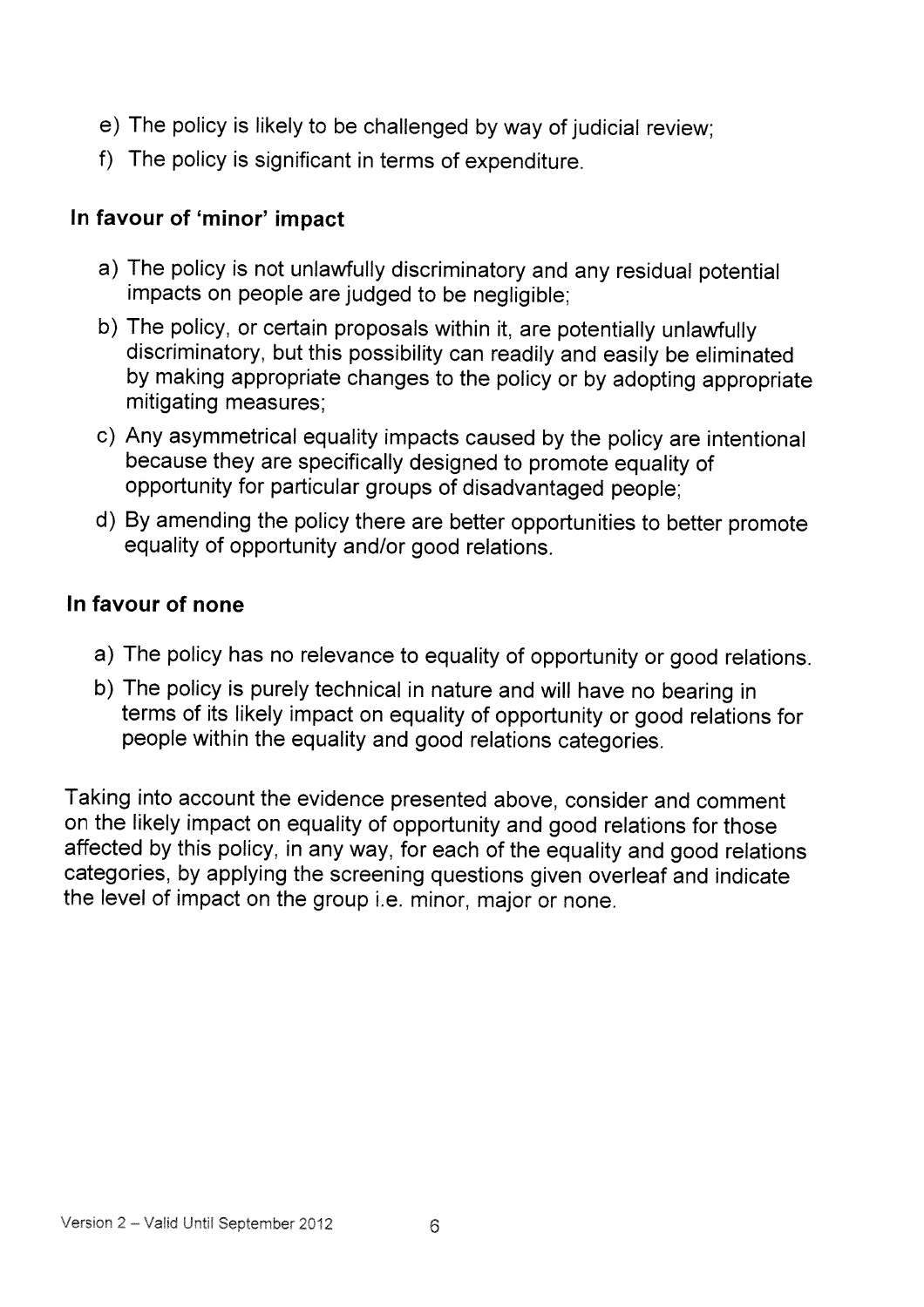e) The policy is likely to be challenged by way of judicial review;
f) The policy is significant in terms of expenditure.

**In favour of 'minor' impact**

a) The policy is not unlawfully discriminatory and any residual potential impacts on people are judged to be negligible;
b) The policy, or certain proposals within it, are potentially unlawfully discriminatory, but this possibility can readily and easily be eliminated by making appropriate changes to the policy or by adopting appropriate mitigating measures;
c) Any asymmetrical equality impacts caused by the policy are intentional because they are specifically designed to promote equality of opportunity for particular groups of disadvantaged people;
d) By amending the policy there are better opportunities to better promote equality of opportunity and/or good relations.

**In favour of none**

a) The policy has no relevance to equality of opportunity or good relations.
b) The policy is purely technical in nature and will have no bearing in terms of its likely impact on equality of opportunity or good relations for people within the equality and good relations categories.

Taking into account the evidence presented above, consider and comment on the likely impact on equality of opportunity and good relations for those affected by this policy, in any way, for each of the equality and good relations categories, by applying the screening questions given overleaf and indicate the level of impact on the group i.e. minor, major or none.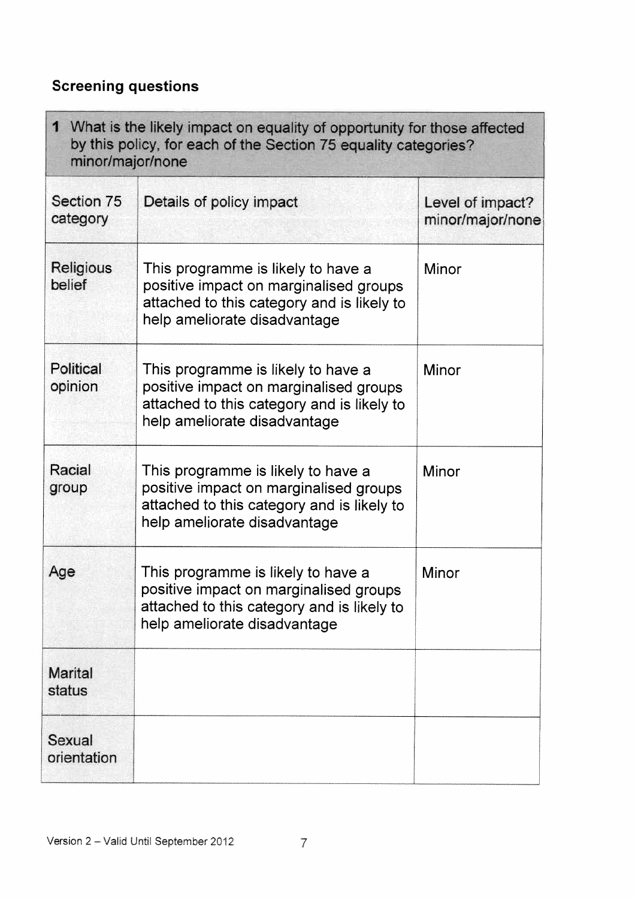## Screening questions

| **1** What is the likely impact on equality of opportunity for those affected by this policy, for each of the Section 75 equality categories? minor/major/none | | |
|---|---|---|
| Section 75 category | Details of policy impact | Level of impact? minor/major/none |
| Religious belief | This programme is likely to have a positive impact on marginalised groups attached to this category and is likely to help ameliorate disadvantage | Minor |
| Political opinion | This programme is likely to have a positive impact on marginalised groups attached to this category and is likely to help ameliorate disadvantage | Minor |
| Racial group | This programme is likely to have a positive impact on marginalised groups attached to this category and is likely to help ameliorate disadvantage | Minor |
| Age | This programme is likely to have a positive impact on marginalised groups attached to this category and is likely to help ameliorate disadvantage | Minor |
| Marital status | | |
| Sexual orientation | | |

Version 2 – Valid Until September 2012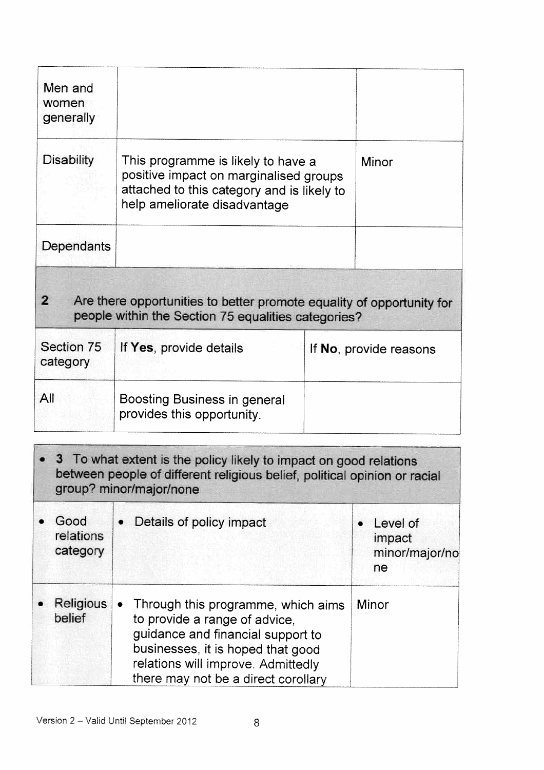| | | |
|---|---|---|
| Men and women generally | | |
| Disability | This programme is likely to have a positive impact on marginalised groups attached to this category and is likely to help ameliorate disadvantage | Minor |
| Dependants | | |

| **2** Are there opportunities to better promote equality of opportunity for people within the Section 75 equalities categories? | | |
|---|---|---|
| Section 75 category | If **Yes**, provide details | If **No**, provide reasons |
| All | Boosting Business in general provides this opportunity. | |

| • **3** To what extent is the policy likely to impact on good relations between people of different religious belief, political opinion or racial group? minor/major/none | | |
|---|---|---|
| • Good relations category | • Details of policy impact | • Level of impact minor/major/none |
| • Religious belief | • Through this programme, which aims to provide a range of advice, guidance and financial support to businesses, it is hoped that good relations will improve. Admittedly there may not be a direct corollary | Minor |

Version 2 – Valid Until September 2012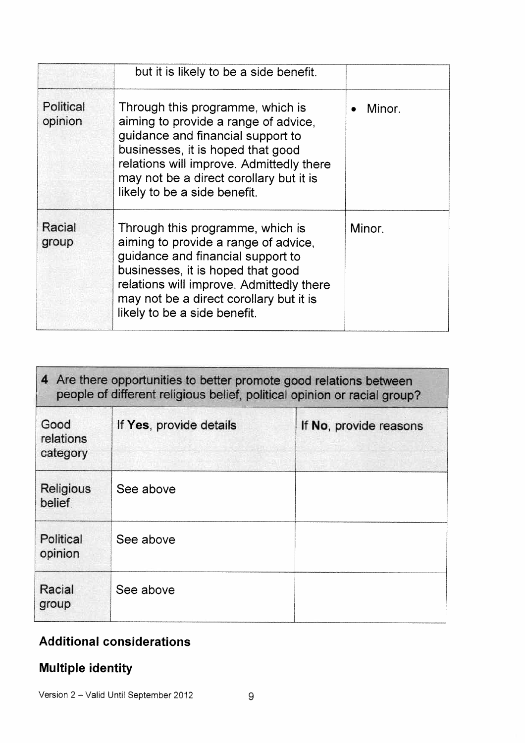| | | |
|---|---|---|
| | but it is likely to be a side benefit. | |
| Political opinion | Through this programme, which is aiming to provide a range of advice, guidance and financial support to businesses, it is hoped that good relations will improve. Admittedly there may not be a direct corollary but it is likely to be a side benefit. | • Minor. |
| Racial group | Through this programme, which is aiming to provide a range of advice, guidance and financial support to businesses, it is hoped that good relations will improve. Admittedly there may not be a direct corollary but it is likely to be a side benefit. | Minor. |

| 4 Are there opportunities to better promote good relations between people of different religious belief, political opinion or racial group? | | |
|---|---|---|
| Good relations category | If **Yes**, provide details | If **No**, provide reasons |
| Religious belief | See above | |
| Political opinion | See above | |
| Racial group | See above | |

## Additional considerations

## Multiple identity

Version 2 – Valid Until September 2012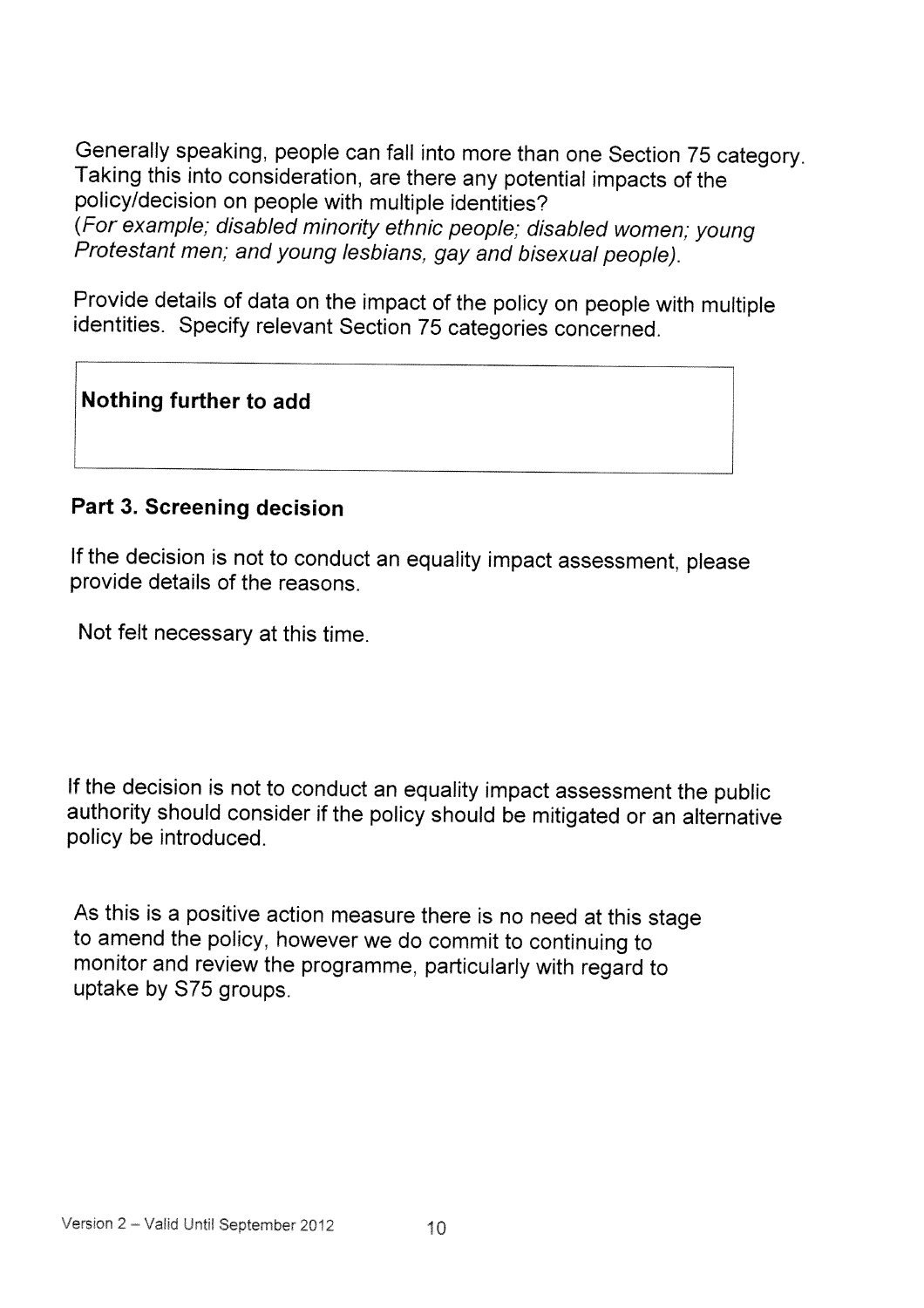Generally speaking, people can fall into more than one Section 75 category. Taking this into consideration, are there any potential impacts of the policy/decision on people with multiple identities?
*(For example; disabled minority ethnic people; disabled women; young Protestant men; and young lesbians, gay and bisexual people).*

Provide details of data on the impact of the policy on people with multiple identities. Specify relevant Section 75 categories concerned.

**Nothing further to add**

### Part 3. Screening decision

If the decision is not to conduct an equality impact assessment, please provide details of the reasons.

Not felt necessary at this time.

If the decision is not to conduct an equality impact assessment the public authority should consider if the policy should be mitigated or an alternative policy be introduced.

As this is a positive action measure there is no need at this stage to amend the policy, however we do commit to continuing to monitor and review the programme, particularly with regard to uptake by S75 groups.

Version 2 – Valid Until September 2012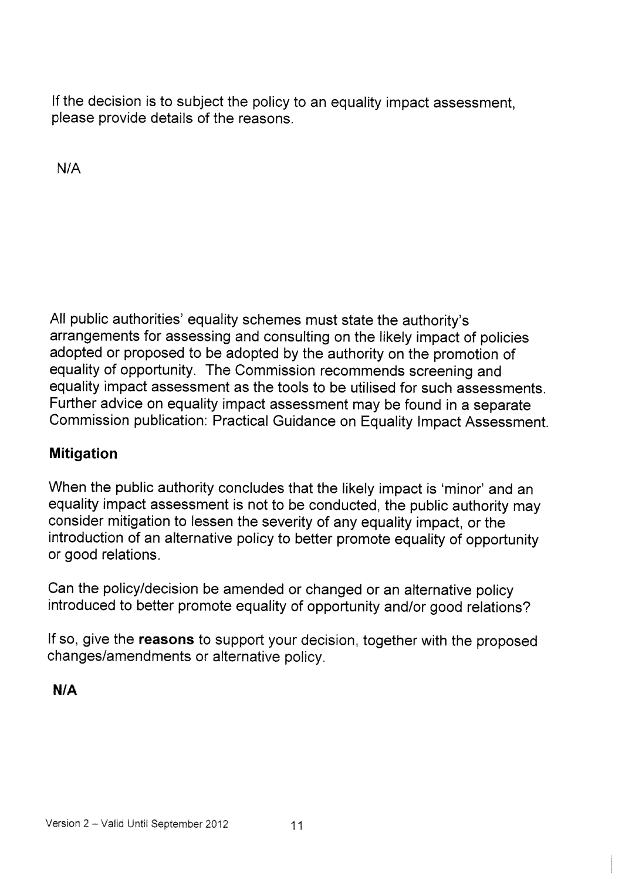If the decision is to subject the policy to an equality impact assessment, please provide details of the reasons.

N/A

All public authorities' equality schemes must state the authority's arrangements for assessing and consulting on the likely impact of policies adopted or proposed to be adopted by the authority on the promotion of equality of opportunity. The Commission recommends screening and equality impact assessment as the tools to be utilised for such assessments. Further advice on equality impact assessment may be found in a separate Commission publication: Practical Guidance on Equality Impact Assessment.

## Mitigation

When the public authority concludes that the likely impact is 'minor' and an equality impact assessment is not to be conducted, the public authority may consider mitigation to lessen the severity of any equality impact, or the introduction of an alternative policy to better promote equality of opportunity or good relations.

Can the policy/decision be amended or changed or an alternative policy introduced to better promote equality of opportunity and/or good relations?

If so, give the **reasons** to support your decision, together with the proposed changes/amendments or alternative policy.

**N/A**

Version 2 – Valid Until September 2012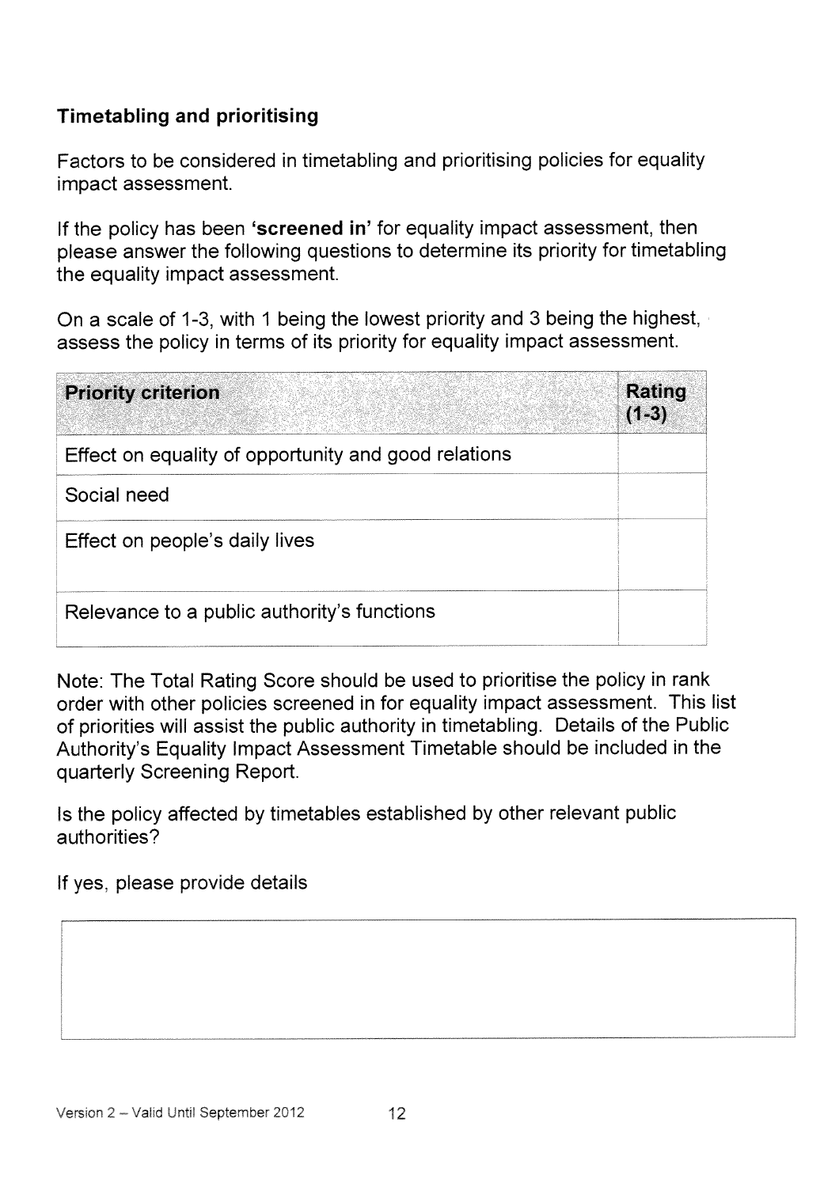### Timetabling and prioritising

Factors to be considered in timetabling and prioritising policies for equality impact assessment.

If the policy has been **'screened in'** for equality impact assessment, then please answer the following questions to determine its priority for timetabling the equality impact assessment.

On a scale of 1-3, with 1 being the lowest priority and 3 being the highest, assess the policy in terms of its priority for equality impact assessment.

| Priority criterion | Rating (1-3) |
|---|---|
| Effect on equality of opportunity and good relations | |
| Social need | |
| Effect on people's daily lives | |
| Relevance to a public authority's functions | |

Note: The Total Rating Score should be used to prioritise the policy in rank order with other policies screened in for equality impact assessment. This list of priorities will assist the public authority in timetabling. Details of the Public Authority's Equality Impact Assessment Timetable should be included in the quarterly Screening Report.

Is the policy affected by timetables established by other relevant public authorities?

If yes, please provide details

| |
|---|
| |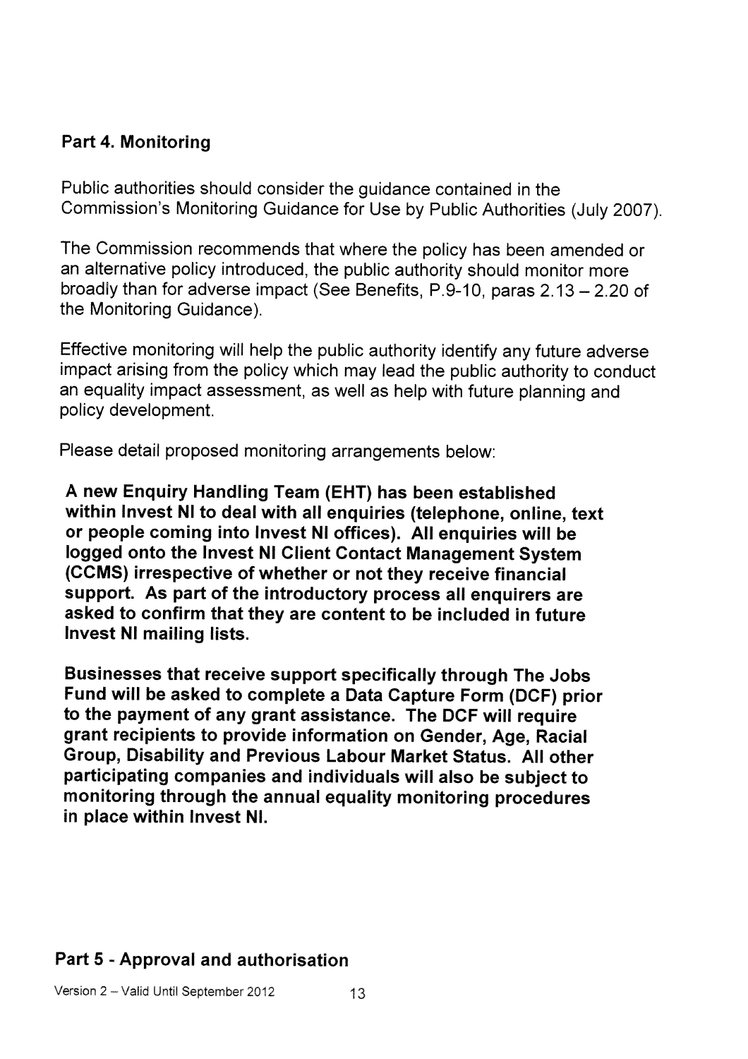## Part 4. Monitoring

Public authorities should consider the guidance contained in the Commission's Monitoring Guidance for Use by Public Authorities (July 2007).

The Commission recommends that where the policy has been amended or an alternative policy introduced, the public authority should monitor more broadly than for adverse impact (See Benefits, P.9-10, paras 2.13 – 2.20 of the Monitoring Guidance).

Effective monitoring will help the public authority identify any future adverse impact arising from the policy which may lead the public authority to conduct an equality impact assessment, as well as help with future planning and policy development.

Please detail proposed monitoring arrangements below:

**A new Enquiry Handling Team (EHT) has been established within Invest NI to deal with all enquiries (telephone, online, text or people coming into Invest NI offices). All enquiries will be logged onto the Invest NI Client Contact Management System (CCMS) irrespective of whether or not they receive financial support. As part of the introductory process all enquirers are asked to confirm that they are content to be included in future Invest NI mailing lists.**

**Businesses that receive support specifically through The Jobs Fund will be asked to complete a Data Capture Form (DCF) prior to the payment of any grant assistance. The DCF will require grant recipients to provide information on Gender, Age, Racial Group, Disability and Previous Labour Market Status. All other participating companies and individuals will also be subject to monitoring through the annual equality monitoring procedures in place within Invest NI.**

## Part 5 - Approval and authorisation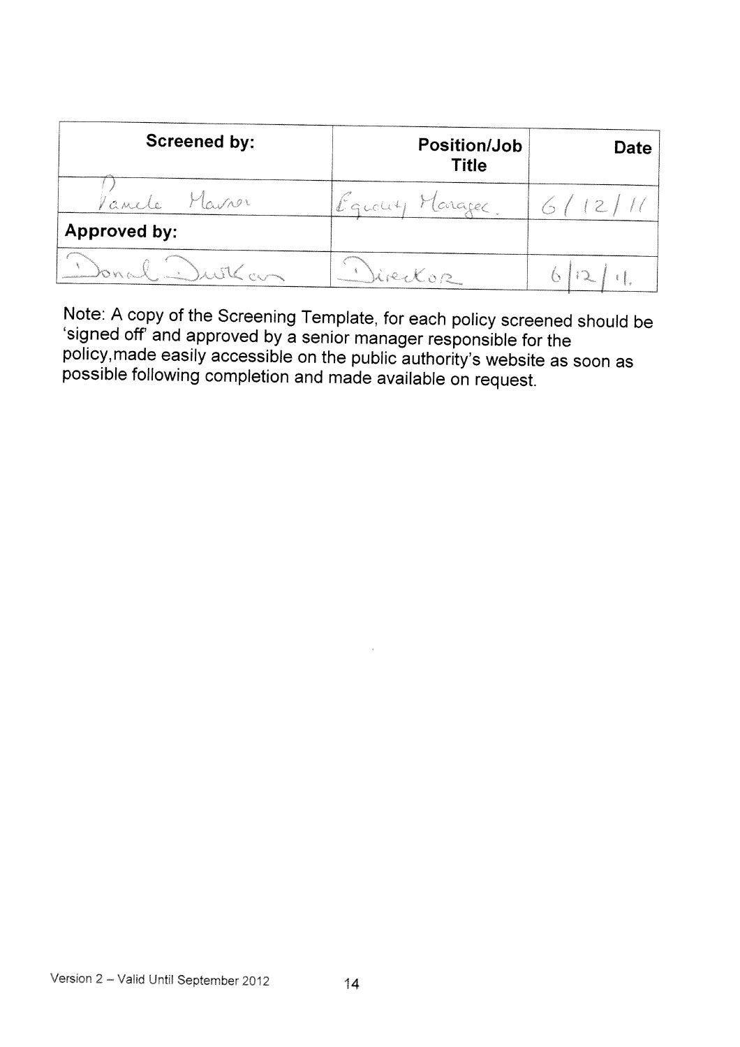| Screened by: | Position/Job Title | Date |
| --- | --- | --- |
| Pamela Marner | Equality Manager. | 6/12/11 |
| **Approved by:** | | |
| Donal Durkan | Director | 6/12/11. |

Note: A copy of the Screening Template, for each policy screened should be 'signed off' and approved by a senior manager responsible for the policy,made easily accessible on the public authority's website as soon as possible following completion and made available on request.

Version 2 – Valid Until September 2012